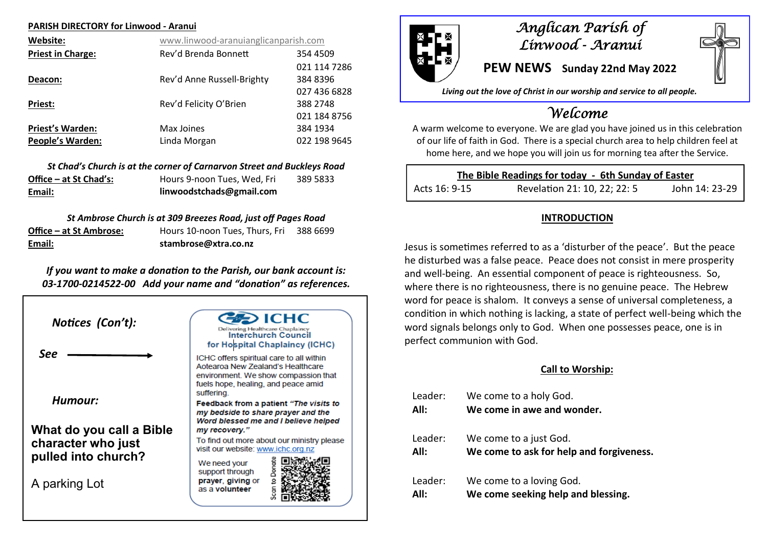**PARISH DIRECTORY for Linwood - Aranui**

| | | |
|---|---|---|
| **Website:** | www.linwood-aranuianglicanparish.com | |
| **Priest in Charge:** | Rev'd Brenda Bonnett | 354 4509<br>021 114 7286 |
| **Deacon:** | Rev'd Anne Russell-Brighty | 384 8396<br>027 436 6828 |
| **Priest:** | Rev'd Felicity O'Brien | 388 2748<br>021 184 8756 |
| **Priest's Warden:** | Max Joines | 384 1934 |
| **People's Warden:** | Linda Morgan | 022 198 9645 |

*St Chad's Church is at the corner of Carnarvon Street and Buckleys Road*

| | | |
|---|---|---|
| **Office – at St Chad's:** | Hours 9-noon Tues, Wed, Fri | 389 5833 |
| **Email:** | **linwoodstchads@gmail.com** | |

*St Ambrose Church is at 309 Breezes Road, just off Pages Road*

| | | |
|---|---|---|
| **Office – at St Ambrose:** | Hours 10-noon Tues, Thurs, Fri | 388 6699 |
| **Email:** | **stambrose@xtra.co.nz** | |

***If you want to make a donation to the Parish, our bank account is: 03-1700-0214522-00 Add your name and "donation" as references.***

*Notices (Con't):*

*See* →

*Humour:*

**What do you call a Bible character who just pulled into church?**

A parking Lot

**ICHC**
Delivering Healthcare Chaplaincy
**Interchurch Council for Hospital Chaplaincy (ICHC)**

ICHC offers spiritual care to all within Aotearoa New Zealand's Healthcare environment. We show compassion that fuels hope, healing, and peace amid suffering.

**Feedback from a patient *"The visits to my bedside to share prayer and the Word blessed me and I believe helped my recovery."***

To find out more about our ministry please visit our website: www.ichc.org.nz

We need your support through **prayer, giving** or as a **volunteer**

Scan to Donate

# *Anglican Parish of Linwood - Aranui*

**PEW NEWS Sunday 22nd May 2022**

***Living out the love of Christ in our worship and service to all people.***

## *Welcome*

A warm welcome to everyone. We are glad you have joined us in this celebration of our life of faith in God. There is a special church area to help children feel at home here, and we hope you will join us for morning tea after the Service.

| **The Bible Readings for today - 6th Sunday of Easter** | | |
|---|---|---|
| Acts 16: 9-15 | Revelation 21: 10, 22; 22: 5 | John 14: 23-29 |

### INTRODUCTION

Jesus is sometimes referred to as a 'disturber of the peace'. But the peace he disturbed was a false peace. Peace does not consist in mere prosperity and well-being. An essential component of peace is righteousness. So, where there is no righteousness, there is no genuine peace. The Hebrew word for peace is shalom. It conveys a sense of universal completeness, a condition in which nothing is lacking, a state of perfect well-being which the word signals belongs only to God. When one possesses peace, one is in perfect communion with God.

### Call to Worship:

Leader: We come to a holy God.
**All: We come in awe and wonder.**

Leader: We come to a just God.
**All: We come to ask for help and forgiveness.**

Leader: We come to a loving God.
**All: We come seeking help and blessing.**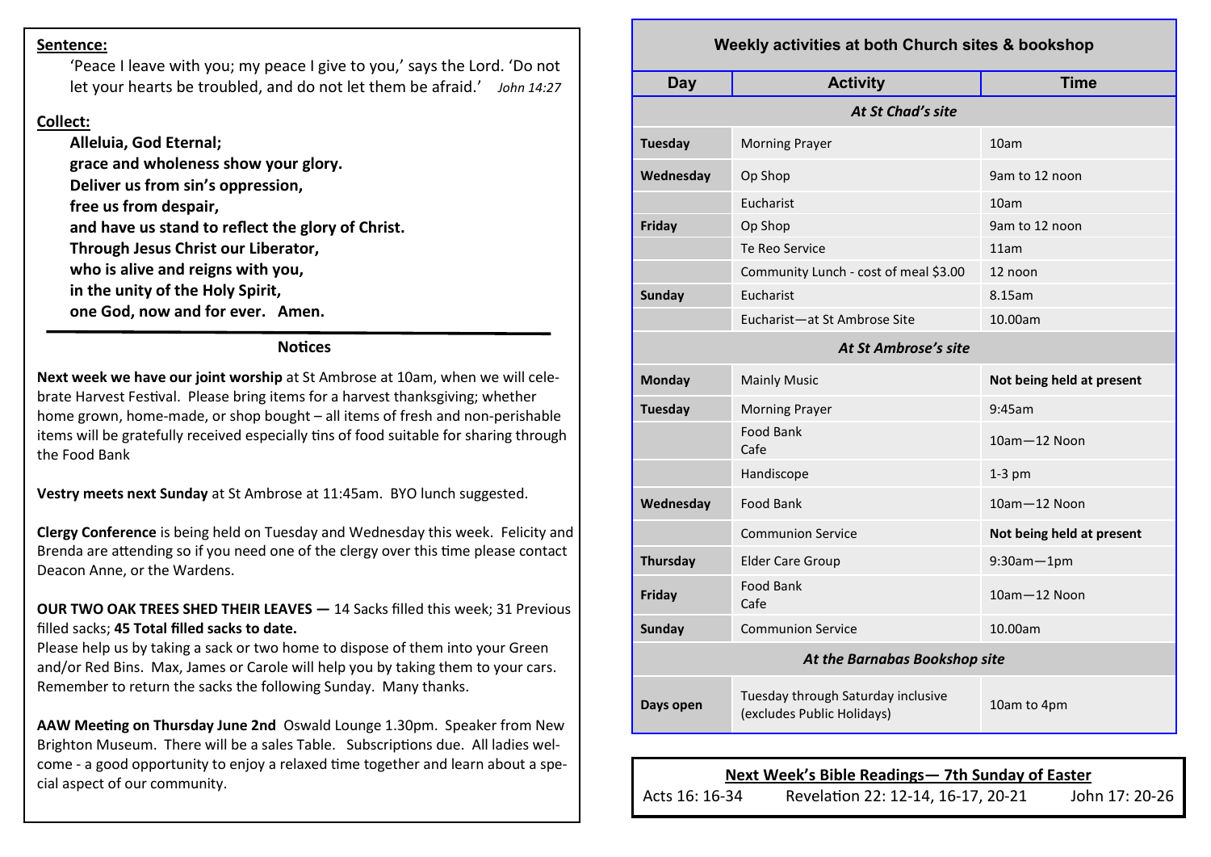**Sentence:**

'Peace I leave with you; my peace I give to you,' says the Lord. 'Do not let your hearts be troubled, and do not let them be afraid.' *John 14:27*

**Collect:**

**Alleluia, God Eternal;**
**grace and wholeness show your glory.**
**Deliver us from sin's oppression,**
**free us from despair,**
**and have us stand to reflect the glory of Christ.**
**Through Jesus Christ our Liberator,**
**who is alive and reigns with you,**
**in the unity of the Holy Spirit,**
**one God, now and for ever. Amen.**

---

## Notices

**Next week we have our joint worship** at St Ambrose at 10am, when we will celebrate Harvest Festival. Please bring items for a harvest thanksgiving; whether home grown, home-made, or shop bought – all items of fresh and non-perishable items will be gratefully received especially tins of food suitable for sharing through the Food Bank

**Vestry meets next Sunday** at St Ambrose at 11:45am. BYO lunch suggested.

**Clergy Conference** is being held on Tuesday and Wednesday this week. Felicity and Brenda are attending so if you need one of the clergy over this time please contact Deacon Anne, or the Wardens.

**OUR TWO OAK TREES SHED THEIR LEAVES —** 14 Sacks filled this week; 31 Previous filled sacks; **45 Total filled sacks to date.**
Please help us by taking a sack or two home to dispose of them into your Green and/or Red Bins. Max, James or Carole will help you by taking them to your cars. Remember to return the sacks the following Sunday. Many thanks.

**AAW Meeting on Thursday June 2nd** Oswald Lounge 1.30pm. Speaker from New Brighton Museum. There will be a sales Table. Subscriptions due. All ladies welcome - a good opportunity to enjoy a relaxed time together and learn about a special aspect of our community.

## Weekly activities at both Church sites & bookshop

| Day | Activity | Time |
|---|---|---|
| ***At St Chad's site*** | | |
| **Tuesday** | Morning Prayer | 10am |
| **Wednesday** | Op Shop | 9am to 12 noon |
| | Eucharist | 10am |
| **Friday** | Op Shop | 9am to 12 noon |
| | Te Reo Service | 11am |
| | Community Lunch - cost of meal $3.00 | 12 noon |
| **Sunday** | Eucharist | 8.15am |
| | Eucharist—at St Ambrose Site | 10.00am |
| ***At St Ambrose's site*** | | |
| **Monday** | Mainly Music | **Not being held at present** |
| **Tuesday** | Morning Prayer | 9:45am |
| | Food Bank Cafe | 10am—12 Noon |
| | Handiscope | 1-3 pm |
| **Wednesday** | Food Bank | 10am—12 Noon |
| | Communion Service | **Not being held at present** |
| **Thursday** | Elder Care Group | 9:30am—1pm |
| **Friday** | Food Bank Cafe | 10am—12 Noon |
| **Sunday** | Communion Service | 10.00am |
| ***At the Barnabas Bookshop site*** | | |
| **Days open** | Tuesday through Saturday inclusive (excludes Public Holidays) | 10am to 4pm |

**Next Week's Bible Readings— 7th Sunday of Easter**

Acts 16: 16-34 &nbsp;&nbsp; Revelation 22: 12-14, 16-17, 20-21 &nbsp;&nbsp; John 17: 20-26